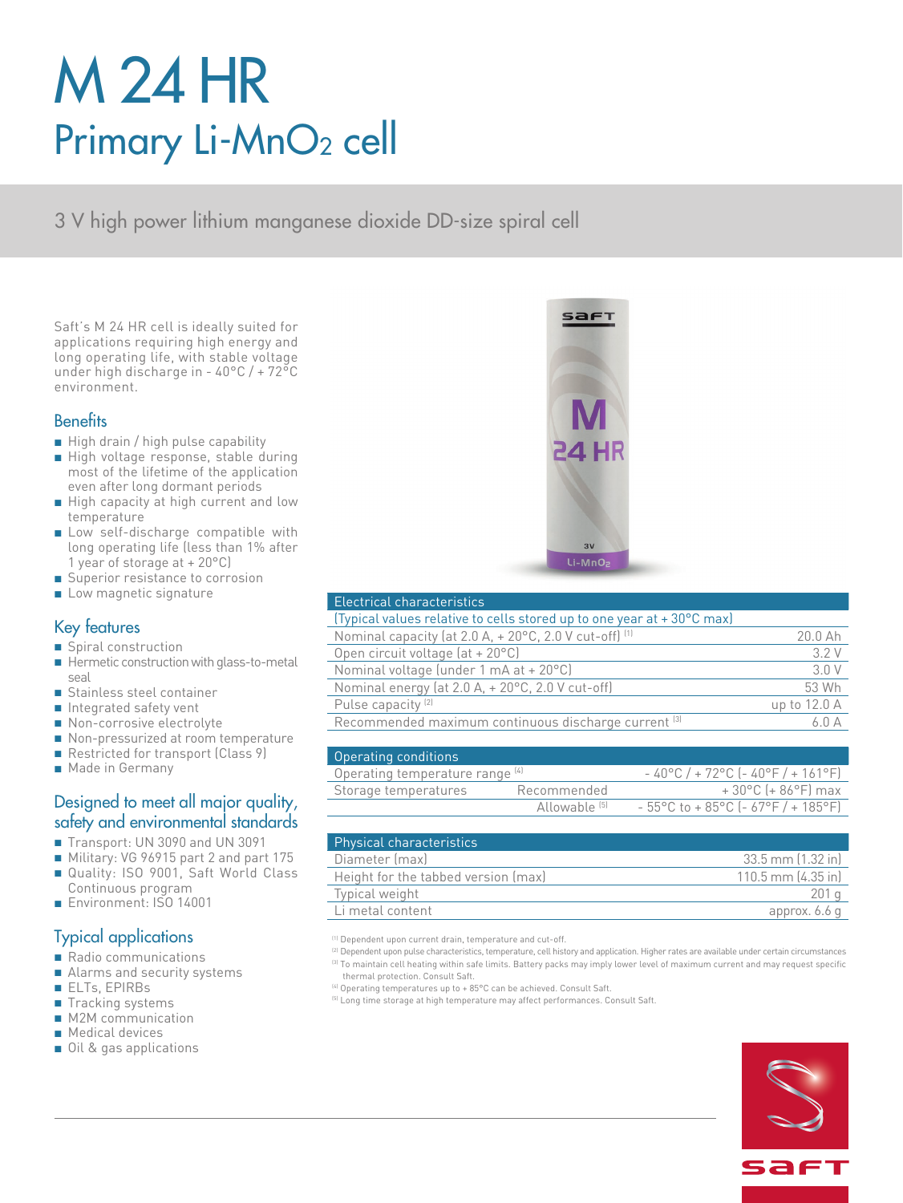# M 24 HR

## Primary Li-$MnO_2$ cell

3 V high power lithium manganese dioxide DD-size spiral cell

Saft's M 24 HR cell is ideally suited for applications requiring high energy and long operating life, with stable voltage under high discharge in - 40°C / + 72°C environment.

### Benefits

- High drain / high pulse capability
- High voltage response, stable during most of the lifetime of the application even after long dormant periods
- High capacity at high current and low temperature
- Low self-discharge compatible with long operating life (less than 1% after 1 year of storage at + 20°C)
- Superior resistance to corrosion
- Low magnetic signature

### Key features

- Spiral construction
- Hermetic construction with glass-to-metal seal
- Stainless steel container
- Integrated safety vent
- Non-corrosive electrolyte
- Non-pressurized at room temperature
- Restricted for transport (Class 9)
- Made in Germany

### Designed to meet all major quality, safety and environmental standards

- Transport: UN 3090 and UN 3091
- Military: VG 96915 part 2 and part 175
- Quality: ISO 9001, Saft World Class Continuous program
- Environment: ISO 14001

### Typical applications

- Radio communications
- Alarms and security systems
- ELTs, EPIRBs
- Tracking systems
- M2M communication
- Medical devices
- Oil & gas applications

| Electrical characteristics | |
|---|---|
| (Typical values relative to cells stored up to one year at + 30°C max) | |
| Nominal capacity (at 2.0 A, + 20°C, 2.0 V cut-off) [1] | 20.0 Ah |
| Open circuit voltage (at + 20°C) | 3.2 V |
| Nominal voltage (under 1 mA at + 20°C) | 3.0 V |
| Nominal energy (at 2.0 A, + 20°C, 2.0 V cut-off) | 53 Wh |
| Pulse capacity [2] | up to 12.0 A |
| Recommended maximum continuous discharge current [3] | 6.0 A |

| Operating conditions | | |
|---|---|---|
| Operating temperature range [4] | | - 40°C / + 72°C (- 40°F / + 161°F) |
| Storage temperatures | Recommended | + 30°C (+ 86°F) max |
| | Allowable [5] | - 55°C to + 85°C (- 67°F / + 185°F) |

| Physical characteristics | |
|---|---|
| Diameter (max) | 33.5 mm (1.32 in) |
| Height for the tabbed version (max) | 110.5 mm (4.35 in) |
| Typical weight | 201 g |
| Li metal content | approx. 6.6 g |

[1] Dependent upon current drain, temperature and cut-off.

[2] Dependent upon pulse characteristics, temperature, cell history and application. Higher rates are available under certain circumstances

[3] To maintain cell heating within safe limits. Battery packs may imply lower level of maximum current and may request specific thermal protection. Consult Saft.

[4] Operating temperatures up to + 85°C can be achieved. Consult Saft.

[5] Long time storage at high temperature may affect performances. Consult Saft.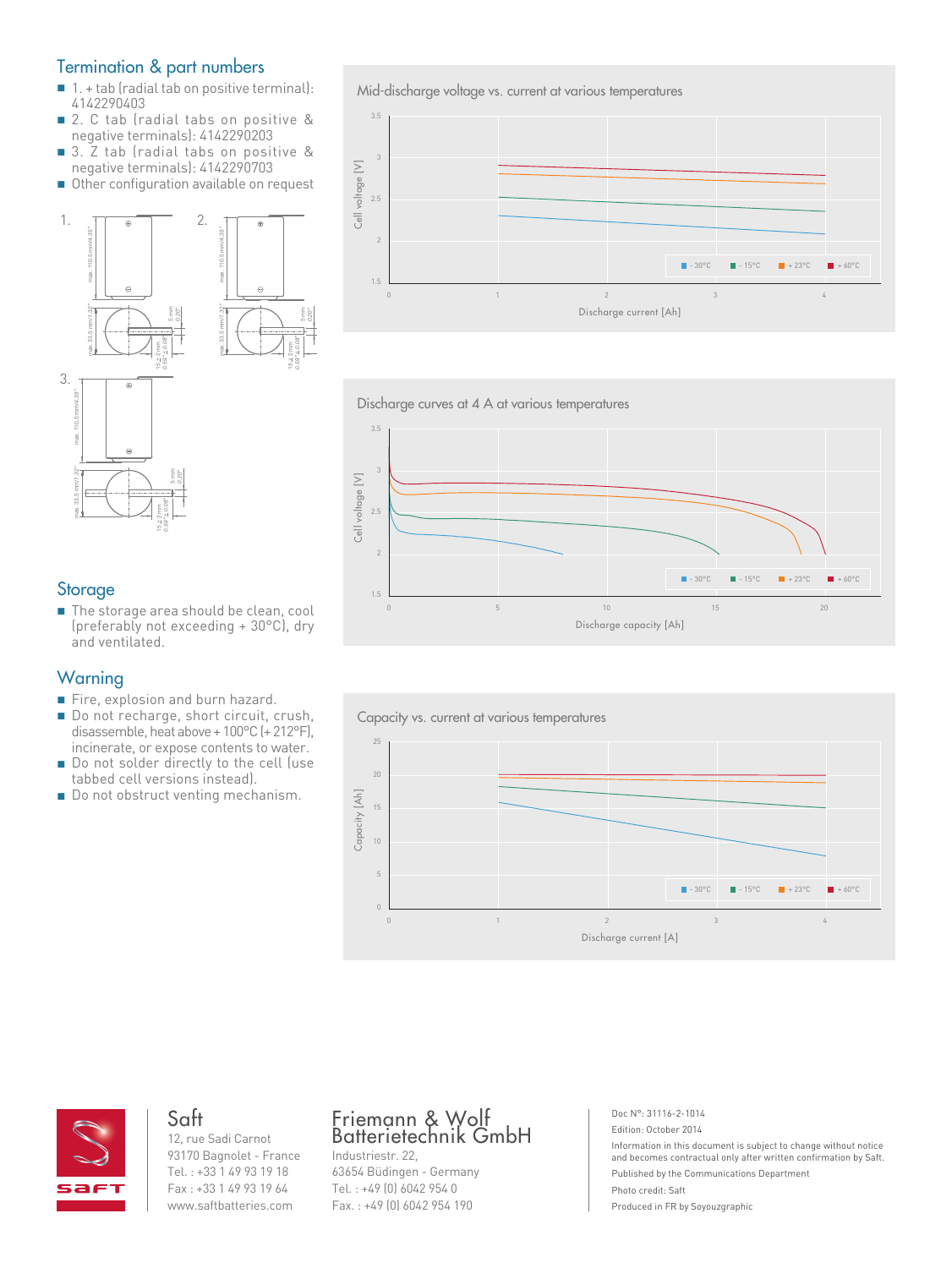## Termination & part numbers

- 1. + tab (radial tab on positive terminal): 4142290403
- 2. C tab (radial tabs on positive & negative terminals): 4142290203
- 3. Z tab (radial tabs on positive & negative terminals): 4142290703
- Other configuration available on request

1.

max. 110.5 mm/4.35"

max. 33.5 mm/1.32"

5 mm 0.20"

15 ± 2 mm 0.59" ± 0.08"

2.

max. 110.5 mm/4.35"

max. 33.5 mm/1.32"

5 mm 0.20"

15 ± 2 mm 0.59" ± 0.08"

3.

max. 110.5 mm/4.35"

max. 33.5 mm/1.32"

5 mm 0.20"

15 ± 2 mm 0.59" ± 0.08"

## Storage

- The storage area should be clean, cool (preferably not exceeding + 30°C), dry and ventilated.

## Warning

- Fire, explosion and burn hazard.
- Do not recharge, short circuit, crush, disassemble, heat above + 100°C (+ 212°F), incinerate, or expose contents to water.
- Do not solder directly to the cell (use tabbed cell versions instead).
- Do not obstruct venting mechanism.

Mid-discharge voltage vs. current at various temperatures

Cell voltage [V]

3.5
3
2.5
2
1.5

0
1
2
3
4

Discharge current [Ah]

- 30°C
- 15°C
+ 23°C
+ 60°C

Discharge curves at 4 A at various temperatures

Cell voltage [V]

3.5
3
2.5
2
1.5

0
5
10
15
20

Discharge capacity [Ah]

- 30°C
- 15°C
+ 23°C
+ 60°C

Capacity vs. current at various temperatures

Capacity [Ah]

25
20
15
10
5
0

0
1
2
3
4

Discharge current [A]

- 30°C
- 15°C
+ 23°C
+ 60°C

Saft
12, rue Sadi Carnot
93170 Bagnolet - France
Tel. : +33 1 49 93 19 18
Fax : +33 1 49 93 19 64
www.saftbatteries.com

Friemann & Wolf Batterietechnik GmbH
Industriestr. 22,
63654 Büdingen - Germany
Tel. : +49 (0) 6042 954 0
Fax. : +49 (0) 6042 954 190

Doc N°: 31116-2-1014
Edition: October 2014
Information in this document is subject to change without notice and becomes contractual only after written confirmation by Saft.
Published by the Communications Department
Photo credit: Saft
Produced in FR by Soyouzgraphic